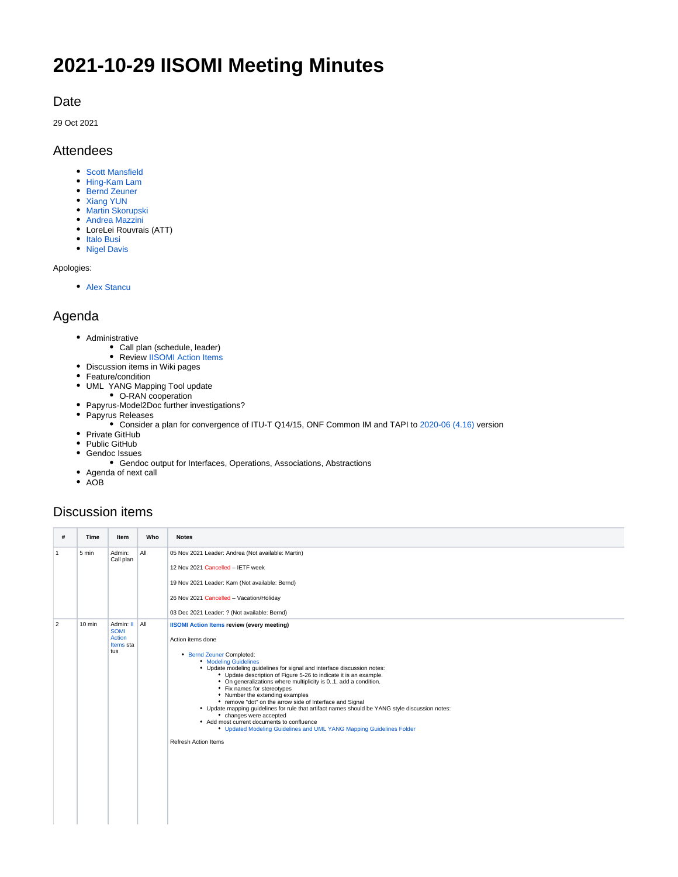# 2021-10-29 IISOMI Meeting Minutes

## Date

29 Oct 2021

## Attendees

- Scott Mansfield
- Hing-Kam Lam
- Bernd Zeuner
- Xiang YUN
- Martin Skorupski
- Andrea Mazzini
- LoreLei Rouvrais (ATT)
- Italo Busi
- Nigel Davis

Apologies:

- Alex Stancu

## Agenda

- Administrative
  - Call plan (schedule, leader)
  - Review IISOMI Action Items
- Discussion items in Wiki pages
- Feature/condition
- UML YANG Mapping Tool update
  - O-RAN cooperation
- Papyrus-Model2Doc further investigations?
- Papyrus Releases
  - Consider a plan for convergence of ITU-T Q14/15, ONF Common IM and TAPI to 2020-06 (4.16) version
- Private GitHub
- Public GitHub
- Gendoc Issues
  - Gendoc output for Interfaces, Operations, Associations, Abstractions
- Agenda of next call
- AOB

## Discussion items

| # | Time | Item | Who | Notes |
|---|---|---|---|---|
| 1 | 5 min | Admin: Call plan | All | 05 Nov 2021 Leader: Andrea (Not available: Martin)<br><br>12 Nov 2021 Cancelled – IETF week<br><br>19 Nov 2021 Leader: Kam (Not available: Bernd)<br><br>26 Nov 2021 Cancelled – Vacation/Holiday<br><br>03 Dec 2021 Leader: ? (Not available: Bernd) |
| 2 | 10 min | Admin: IISOMI Action Items status | All | **IISOMI Action Items review (every meeting)**<br><br>Action items done<br><br>- Bernd Zeuner Completed:<br>  - Modeling Guidelines<br>  - Update modeling guidelines for signal and interface discussion notes:<br>    - Update description of Figure 5-26 to indicate it is an example.<br>    - On generalizations where multiplicity is 0..1, add a condition.<br>    - Fix names for stereotypes<br>    - Number the extending examples<br>    - remove "dot" on the arrow side of Interface and Signal<br>  - Update mapping guidelines for rule that artifact names should be YANG style discussion notes:<br>    - changes were accepted<br>  - Add most current documents to confluence<br>    - Updated Modeling Guidelines and UML YANG Mapping Guidelines Folder<br><br>Refresh Action Items |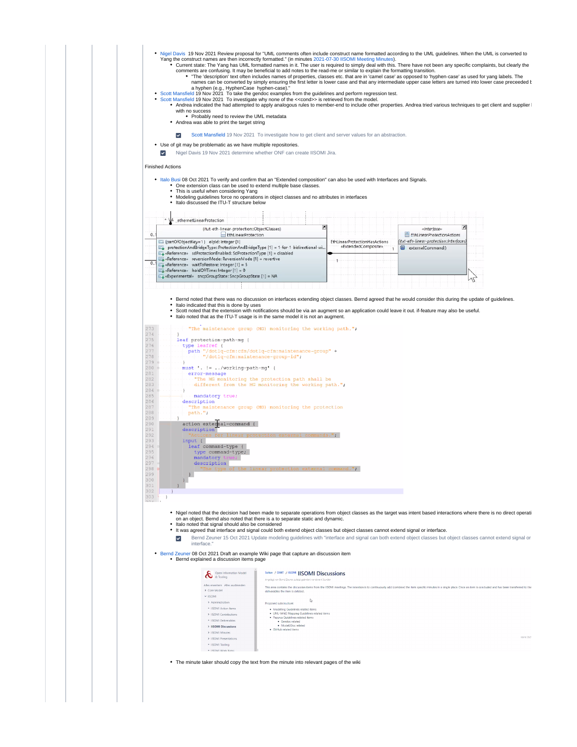- Nigel Davis 19 Nov 2021 Review proposal for "UML comments often include construct name formatted according to the UML guidelines. When the UML is converted to Yang the construct names are then incorrectly formatted." (in minutes 2021-07-30 IISOMI Meeting Minutes).
  - Current state: The Yang has UML formatted names in it. The user is required to simply deal with this. There have not been any specific complaints, but clearly the comments are confusing. It may be beneficial to add notes to the read-me or similar to explain the formatting transition.
    - "The 'description' text often includes names of properties, classes etc. that are in 'camel case' as opposed to 'hyphen-case' as used for yang labels. The names can be converted by simply ensuring the first letter is lower case and that any intermediate upper case letters are turned into lower case preceeded b a hyphen (e.g., HyphenCase hyphen-case)."
- Scott Mansfield 19 Nov 2021 To take the gendoc examples from the guidelines and perform regression test.
- Scott Mansfield 19 Nov 2021 To investigate why none of the <<cond>> is retrieved from the model.
  - Andrea indicated the had attempted to apply analogous rules to member-end to include other properties. Andrea tried various techniques to get client and supplier with no success
    - Probably need to review the UML metadata
  - Andrea was able to print the target string

  - [x] Scott Mansfield 19 Nov 2021 To investigate how to get client and server values for an abstraction.
- Use of git may be problematic as we have multiple repositories.
- [x] Nigel Davis 19 Nov 2021 determine whether ONF can create IISOMI Jira.

Finished Actions

- Italo Busi 08 Oct 2021 To verify and confirm that an "Extended composition" can also be used with Interfaces and Signals.
  - One extension class can be used to extend multiple base classes.
  - This is useful when considering Yang
  - Modeling guidelines force no operations in object classes and no attributes in interfaces
  - Italo discussed the ITU-T structure below

  - Bernd noted that there was no discussion on interfaces extending object classes. Bernd agreed that he would consider this during the update of guidelines.
  - Italo indicated that this is done by uses
  - Scott noted that the extension with notifications should be via an augment so an application could leave it out. if-feature may also be useful.
  - Italo noted that as the ITU-T usage is in the same model it is not an augment.

```
273        "The maintenance group (MG) monitoring the working path.";
274      }
275      leaf protection-path-mg {
276        type leafref {
277          path "/dot1q-cfm:cfm/dot1q-cfm:maintenance-group" +
278               "/dot1q-cfm:maintenance-group-id";
279        }
280        must '. != ../working-path-mg' {
281          error-message
282            "The MG monitoring the protection path shall be
283            different from the MG monitoring the working path.";
284        }
285          mandatory true;
286        description
287          "The maintenance group (MG) monitoring the protection
288          path.";
289      }
290      action external-command {
291        description
292          "Actions for linear protection external commands.";
293        input {
294          leaf command-type {
295            type command-type;
296            mandatory true;
297            description
298              "The type of the linear protection external command.";
299          }
300        }
301      }
302    }
303  }
```

  - Nigel noted that the decision had been made to separate operations from object classes as the target was intent based interactions where there is no direct operati on an object. Bernd also noted that there is a to separate static and dynamic.
  - Italo noted that signal should also be considered
  - It was agreed that interface and signal could both extend object classes but object classes cannot extend signal or interface.
  - [x] Bernd Zeuner 15 Oct 2021 Update modeling guidelines with "interface and signal can both extend object classes but object classes cannot extend signal or interface."
- Bernd Zeuner 08 Oct 2021 Draft an example Wiki page that capture an discussion item
  - Bernd explained a discussions items page

  - The minute taker should copy the text from the minute into relevant pages of the wiki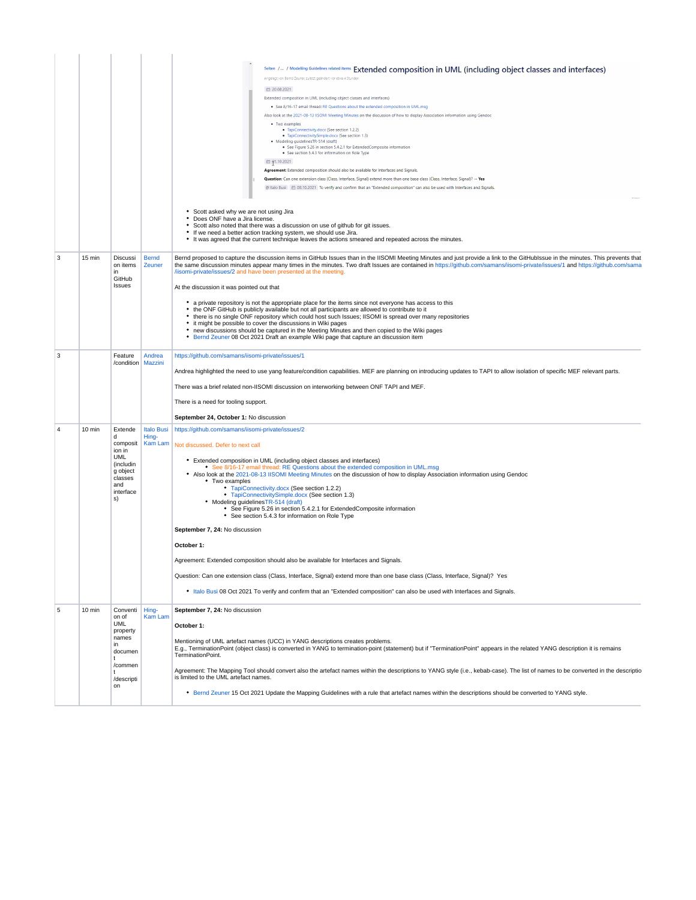| | | | | |
|---|---|---|---|---|
| | | | | Seiten / ... / Modelling Guidelines related items **Extended composition in UML (including object classes and interfaces)**<br><br>Angelegt von Bernd Zeuner, zuletzt geändert vor etwa 4 Stunden<br><br>20.08.2021<br><br>Extended composition in UML (including object classes and interfaces)<br>• See 8/16-17 email thread: RE Questions about the extended composition in UML.msg<br>Also look at the 2021-08-13 IISOMI Meeting Minutes on the discussion of how to display Association information using Gendoc<br>• Two examples<br>  • TapiConnectivity.docx (See section 1.2.2)<br>  • TapiConnectivitySimple.docx (See section 1.3)<br>• Modelling guidelinesTR-514 (draft)<br>  • See Figure 5.26 in section 5.4.2.1 for ExtendedComposite information<br>  • See section 5.4.3 for information on Role Type<br><br>01.10.2021<br><br>**Agreement:** Extended composition should also be available for Interfaces and Signals.<br>**Question:** Can one extension class (Class, Interface, Signal) extend more than one base class (Class, Interface, Signal)? → **Yes**<br>@ Italo Busi 08.10.2021 To verify and confirm that an "Extended composition" can also be used with Interfaces and Signals.<br><br>• Scott asked why we are not using Jira<br>• Does ONF have a Jira license.<br>• Scott also noted that there was a discussion on use of github for git issues.<br>• If we need a better action tracking system, we should use Jira.<br>• It was agreed that the current technique leaves the actions smeared and repeated across the minutes. |
| 3 | 15 min | Discussion items in GitHub Issues | Bernd Zeuner | Bernd proposed to capture the discussion items in GitHub Issues than in the IISOMI Meeting Minutes and just provide a link to the GitHubIssue in the minutes. This prevents that the same discussion minutes appear many times in the minutes. Two draft Issues are contained in https://github.com/samans/iisomi-private/issues/1 and https://github.com/samans/iisomi-private/issues/2 and have been presented at the meeting.<br><br>At the discussion it was pointed out that<br><br>• a private repository is not the appropriate place for the items since not everyone has access to this<br>• the ONF GitHub is publicly available but not all participants are allowed to contribute to it<br>• there is no single ONF repository which could host such Issues; IISOMI is spread over many repositories<br>• it might be possible to cover the discussions in Wiki pages<br>• new discussions should be captured in the Meeting Minutes and then copied to the Wiki pages<br>• Bernd Zeuner 08 Oct 2021 Draft an example Wiki page that capture an discussion item |
| 3 | | Feature /condition | Andrea Mazzini | https://github.com/samans/iisomi-private/issues/1<br><br>Andrea highlighted the need to use yang feature/condition capabilities. MEF are planning on introducing updates to TAPI to allow isolation of specific MEF relevant parts.<br><br>There was a brief related non-IISOMI discussion on interworking between ONF TAPI and MEF.<br><br>There is a need for tooling support.<br><br>**September 24, October 1:** No discussion |
| 4 | 10 min | Extended composition in UML (including object classes and interfaces) | Italo Busi<br>Hing-Kam Lam | https://github.com/samans/iisomi-private/issues/2<br><br>Not discussed. Defer to next call<br><br>• Extended composition in UML (including object classes and interfaces)<br>  • See 8/16-17 email thread: RE Questions about the extended composition in UML.msg<br>• Also look at the 2021-08-13 IISOMI Meeting Minutes on the discussion of how to display Association information using Gendoc<br>  • Two examples<br>    • TapiConnectivity.docx (See section 1.2.2)<br>    • TapiConnectivitySimple.docx (See section 1.3)<br>  • Modeling guidelinesTR-514 (draft)<br>    • See Figure 5.26 in section 5.4.2.1 for ExtendedComposite information<br>    • See section 5.4.3 for information on Role Type<br><br>**September 7, 24:** No discussion<br><br>**October 1:**<br><br>Agreement: Extended composition should also be available for Interfaces and Signals.<br><br>Question: Can one extension class (Class, Interface, Signal) extend more than one base class (Class, Interface, Signal)? Yes<br><br>• Italo Busi 08 Oct 2021 To verify and confirm that an "Extended composition" can also be used with Interfaces and Signals. |
| 5 | 10 min | Convention of UML property names in document /comment /description | Hing-Kam Lam | **September 7, 24:** No discussion<br><br>**October 1:**<br><br>Mentioning of UML artefact names (UCC) in YANG descriptions creates problems.<br>E.g., TerminationPoint (object class) is converted in YANG to termination-point (statement) but if "TerminationPoint" appears in the related YANG description it is remains TerminationPoint.<br><br>Agreement: The Mapping Tool should convert also the artefact names within the descriptions to YANG style (i.e., kebab-case). The list of names to be converted in the descriptio is limited to the UML artefact names.<br><br>• Bernd Zeuner 15 Oct 2021 Update the Mapping Guidelines with a rule that artefact names within the descriptions should be converted to YANG style. |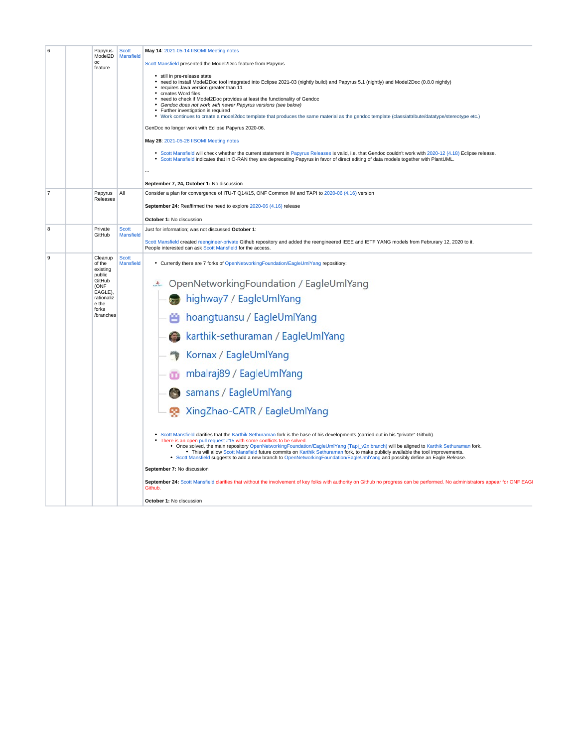| 6 | | Papyrus-Model2Doc feature | Scott Mansfield | **May 14**: 2021-05-14 IISOMI Meeting notes<br><br>Scott Mansfield presented the Model2Doc feature from Papyrus<br><br>• still in pre-release state<br>• need to install Model2Doc tool integrated into Eclipse 2021-03 (nightly build) and Papyrus 5.1 (nightly) and Model2Doc (0.8.0 nightly)<br>• requires Java version greater than 11<br>• creates Word files<br>• need to check if Model2Doc provides at least the functionality of Gendoc<br>• *Gendoc does not work with newer Papyrus versions (see below)*<br>• Further investigation is required<br>• Work continues to create a model2doc template that produces the same material as the gendoc template (class/attribute/datatype/stereotype etc.)<br><br>GenDoc no longer work with Eclipse Papyrus 2020-06.<br><br>**May 28**: 2021-05-28 IISOMI Meeting notes<br><br>• Scott Mansfield will check whether the current statement in Papyrus Releases is valid, i.e. that Gendoc couldn't work with 2020-12 (4.18) Eclipse release.<br>• Scott Mansfield indicates that in O-RAN they are deprecating Papyrus in favor of direct editing of data models together with PlantUML.<br><br>...<br><br>**September 7, 24, October 1:** No discussion |
|---|---|---|---|---|
| 7 | | Papyrus Releases | All | Consider a plan for convergence of ITU-T Q14/15, ONF Common IM and TAPI to 2020-06 (4.16) version<br><br>**September 24:** Reaffirmed the need to explore 2020-06 (4.16) release<br><br>**October 1:** No discussion |
| 8 | | Private GitHub | Scott Mansfield | Just for information; was not discussed **October 1**:<br><br>Scott Mansfield created reengineer-private Github repository and added the reengineered IEEE and IETF YANG models from Februrary 12, 2020 to it.<br>People interested can ask Scott Mansfield for the access. |
| 9 | | Cleanup of the existing public GitHub (ONF EAGLE), rationalize the forks /branches | Scott Mansfield | • Currently there are 7 forks of OpenNetworkingFoundation/EagleUmlYang repository:<br><br>OpenNetworkingFoundation / EagleUmlYang<br>— highway7 / EagleUmlYang<br>— hoangtuansu / EagleUmlYang<br>— karthik-sethuraman / EagleUmlYang<br>— Kornax / EagleUmlYang<br>— mbalraj89 / EagleUmlYang<br>— samans / EagleUmlYang<br>— XingZhao-CATR / EagleUmlYang<br><br>• Scott Mansfield clarifies that the Karthik Sethuraman fork is the base of his developments (carried out in his "private" Github).<br>• There is an open pull request #15 with some conflicts to be solved.<br>  • Once solved, the main repository OpenNetworkingFoundation/EagleUmlYang (Tapi_v2x branch) will be aligned to Karthik Sethuraman fork.<br>    • This will allow Scott Mansfield future commits on Karthik Sethuraman fork, to make publicly available the tool improvements.<br>  • Scott Mansfield suggests to add a new branch to OpenNetworkingFoundation/EagleUmlYang and possibly define an Eagle *Release*.<br><br>**September 7:** No discussion<br><br>**September 24:** Scott Mansfield clarifies that without the involvement of key folks with authority on Github no progress can be performed. No administrators appear for ONF EAGLE Github.<br><br>**October 1:** No discussion |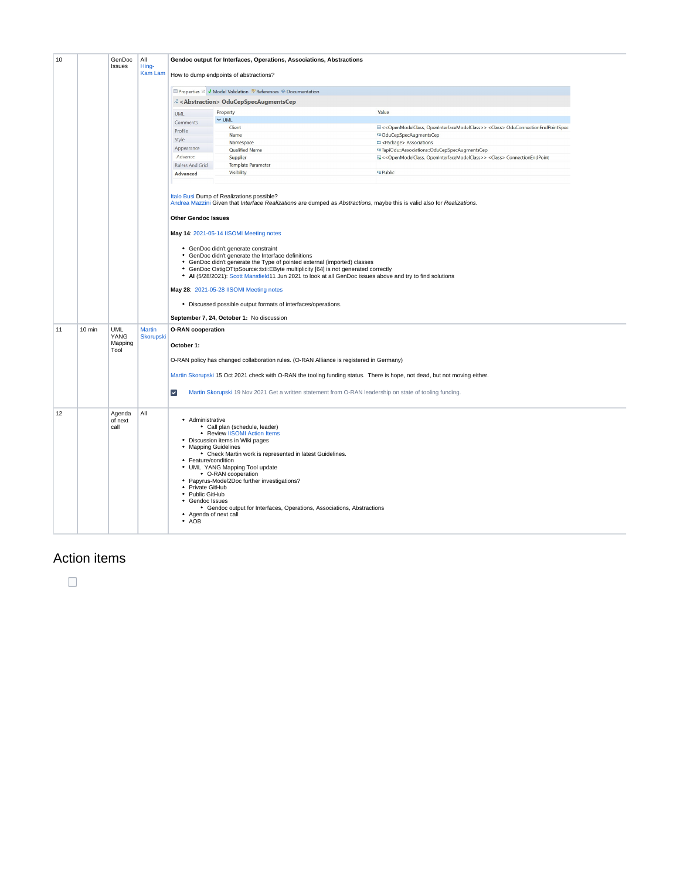| | | | | |
|---|---|---|---|---|
| 10 | | GenDoc Issues | All Hing-Kam Lam | **Gendoc output for Interfaces, Operations, Associations, Abstractions**<br><br>How to dump endpoints of abstractions?<br><br>Properties / Model Validation / References / Documentation<br>**<Abstraction> OduCepSpecAugmentsCep**<br>UML, Comments, Profile, Style, Appearance, Advance, Rulers And Grid, **Advanced**<br>Property / Value<br>UML<br>Client: <<OpenModelClass, OpenInterfaceModelClass>> <Class> OduConnectionEndPointSpec<br>Name: OduCepSpecAugmentsCep<br>Namespace: <Package> Associations<br>Qualified Name: TapiOdu::Associations::OduCepSpecAugmentsCep<br>Supplier: <<OpenModelClass, OpenInterfaceModelClass>> <Class> ConnectionEndPoint<br>Template Parameter<br>Visibility: Public<br><br>Italo Busi Dump of Realizations possible?<br>Andrea Mazzini Given that *Interface Realizations* are dumped as *Abstractions*, maybe this is valid also for *Realizations*.<br><br>**Other Gendoc Issues**<br><br>**May 14**: 2021-05-14 IISOMI Meeting notes<br><br>• GenDoc didn't generate constraint<br>• GenDoc didn't generate the Interface definitions<br>• GenDoc didn't generate the Type of pointed external (imported) classes<br>• GenDoc OstigOTtpSource::txti:EByte multiplicity [64] is not generated correctly<br>• **AI** (5/28/2021): Scott Mansfield11 Jun 2021 to look at all GenDoc issues above and try to find solutions<br><br>**May 28**: 2021-05-28 IISOMI Meeting notes<br><br>• Discussed possible output formats of interfaces/operations.<br><br>**September 7, 24, October 1:** No discussion |
| 11 | 10 min | UML YANG Mapping Tool | Martin Skorupski | **O-RAN cooperation**<br><br>**October 1:**<br><br>O-RAN policy has changed collaboration rules. (O-RAN Alliance is registered in Germany)<br><br>Martin Skorupski 15 Oct 2021 check with O-RAN the tooling funding status. There is hope, not dead, but not moving either.<br><br>☑ Martin Skorupski 19 Nov 2021 Get a written statement from O-RAN leadership on state of tooling funding. |
| 12 | | Agenda of next call | All | • Administrative<br>  • Call plan (schedule, leader)<br>  • Review IISOMI Action Items<br>• Discussion items in Wiki pages<br>• Mapping Guidelines<br>  • Check Martin work is represented in latest Guidelines.<br>• Feature/condition<br>• UML YANG Mapping Tool update<br>  • O-RAN cooperation<br>• Papyrus-Model2Doc further investigations?<br>• Private GitHub<br>• Public GitHub<br>• Gendoc Issues<br>  • Gendoc output for Interfaces, Operations, Associations, Abstractions<br>• Agenda of next call<br>• AOB |

## Action items

☐